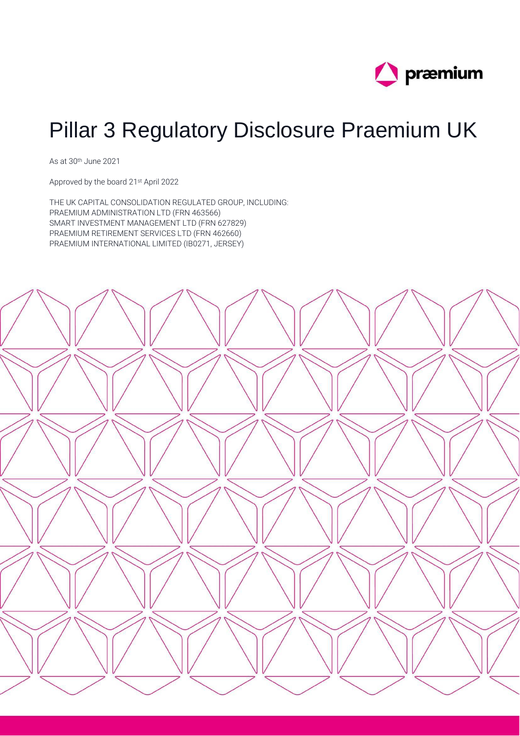præmium

# Pillar 3 Regulatory Disclosure Praemium UK

As at 30th June 2021

Approved by the board 21st April 2022

THE UK CAPITAL CONSOLIDATION REGULATED GROUP, INCLUDING:
PRAEMIUM ADMINISTRATION LTD (FRN 463566)
SMART INVESTMENT MANAGEMENT LTD (FRN 627829)
PRAEMIUM RETIREMENT SERVICES LTD (FRN 462660)
PRAEMIUM INTERNATIONAL LIMITED (IB0271, JERSEY)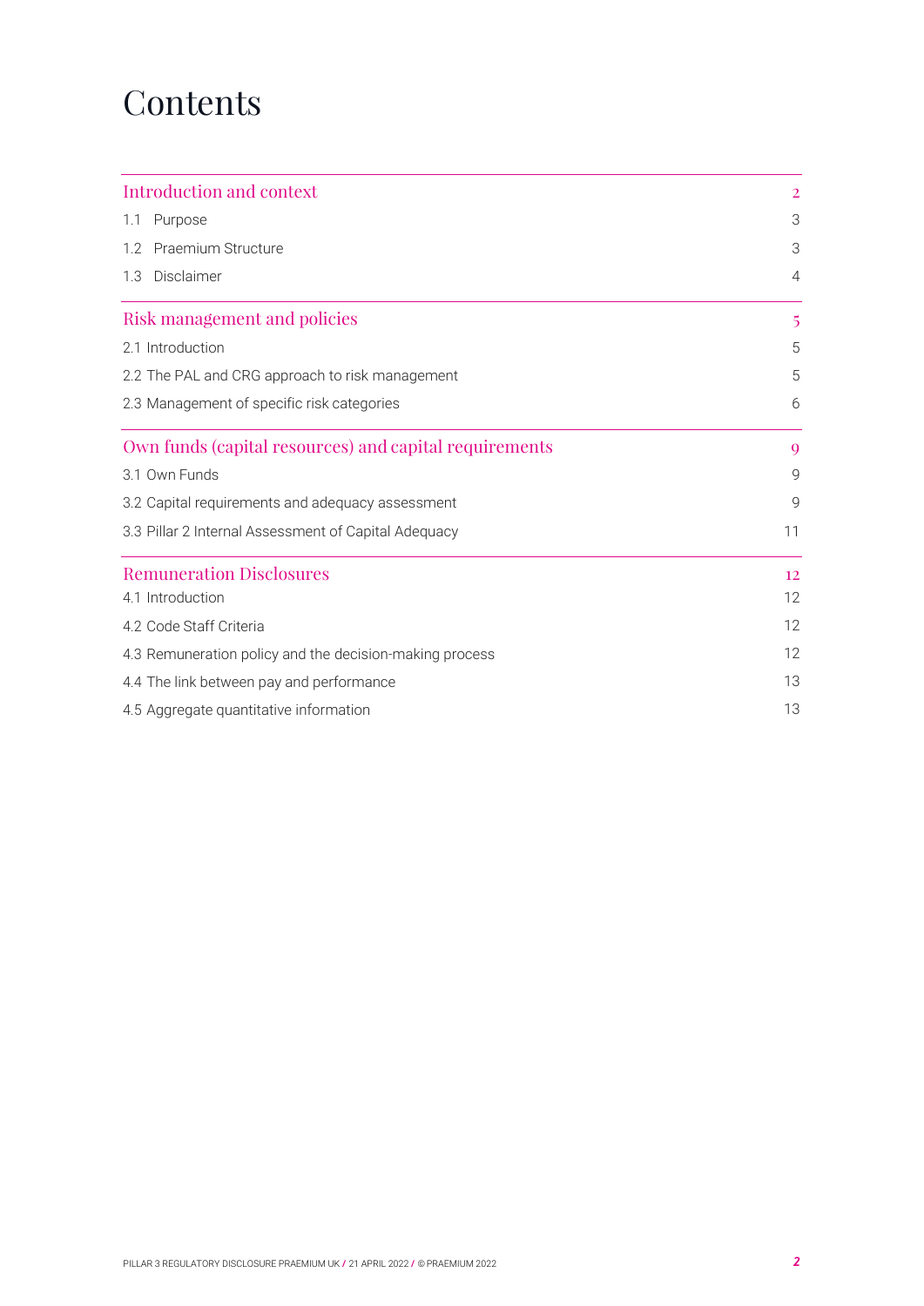# Contents

| | |
|---|---|
| Introduction and context | 2 |
| 1.1 Purpose | 3 |
| 1.2 Praemium Structure | 3 |
| 1.3 Disclaimer | 4 |
| Risk management and policies | 5 |
| 2.1 Introduction | 5 |
| 2.2 The PAL and CRG approach to risk management | 5 |
| 2.3 Management of specific risk categories | 6 |
| Own funds (capital resources) and capital requirements | 9 |
| 3.1 Own Funds | 9 |
| 3.2 Capital requirements and adequacy assessment | 9 |
| 3.3 Pillar 2 Internal Assessment of Capital Adequacy | 11 |
| Remuneration Disclosures | 12 |
| 4.1 Introduction | 12 |
| 4.2 Code Staff Criteria | 12 |
| 4.3 Remuneration policy and the decision-making process | 12 |
| 4.4 The link between pay and performance | 13 |
| 4.5 Aggregate quantitative information | 13 |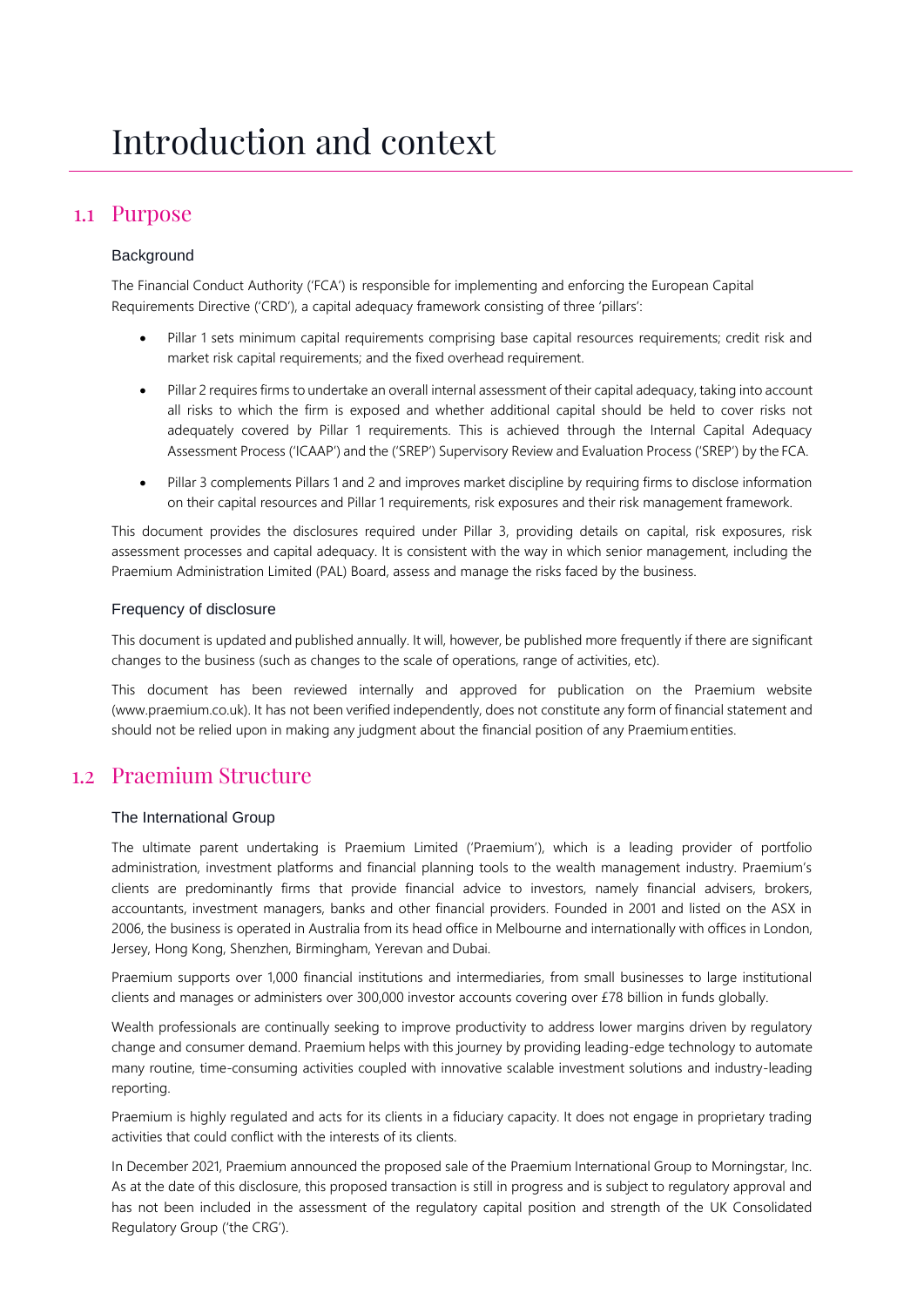# Introduction and context

## 1.1 Purpose

### Background

The Financial Conduct Authority ('FCA') is responsible for implementing and enforcing the European Capital Requirements Directive ('CRD'), a capital adequacy framework consisting of three 'pillars':

- Pillar 1 sets minimum capital requirements comprising base capital resources requirements; credit risk and market risk capital requirements; and the fixed overhead requirement.
- Pillar 2 requires firms to undertake an overall internal assessment of their capital adequacy, taking into account all risks to which the firm is exposed and whether additional capital should be held to cover risks not adequately covered by Pillar 1 requirements. This is achieved through the Internal Capital Adequacy Assessment Process ('ICAAP') and the ('SREP') Supervisory Review and Evaluation Process ('SREP') by the FCA.
- Pillar 3 complements Pillars 1 and 2 and improves market discipline by requiring firms to disclose information on their capital resources and Pillar 1 requirements, risk exposures and their risk management framework.

This document provides the disclosures required under Pillar 3, providing details on capital, risk exposures, risk assessment processes and capital adequacy. It is consistent with the way in which senior management, including the Praemium Administration Limited (PAL) Board, assess and manage the risks faced by the business.

### Frequency of disclosure

This document is updated and published annually. It will, however, be published more frequently if there are significant changes to the business (such as changes to the scale of operations, range of activities, etc).

This document has been reviewed internally and approved for publication on the Praemium website (www.praemium.co.uk). It has not been verified independently, does not constitute any form of financial statement and should not be relied upon in making any judgment about the financial position of any Praemium entities.

## 1.2 Praemium Structure

### The International Group

The ultimate parent undertaking is Praemium Limited ('Praemium'), which is a leading provider of portfolio administration, investment platforms and financial planning tools to the wealth management industry. Praemium's clients are predominantly firms that provide financial advice to investors, namely financial advisers, brokers, accountants, investment managers, banks and other financial providers. Founded in 2001 and listed on the ASX in 2006, the business is operated in Australia from its head office in Melbourne and internationally with offices in London, Jersey, Hong Kong, Shenzhen, Birmingham, Yerevan and Dubai.

Praemium supports over 1,000 financial institutions and intermediaries, from small businesses to large institutional clients and manages or administers over 300,000 investor accounts covering over £78 billion in funds globally.

Wealth professionals are continually seeking to improve productivity to address lower margins driven by regulatory change and consumer demand. Praemium helps with this journey by providing leading-edge technology to automate many routine, time-consuming activities coupled with innovative scalable investment solutions and industry-leading reporting.

Praemium is highly regulated and acts for its clients in a fiduciary capacity. It does not engage in proprietary trading activities that could conflict with the interests of its clients.

In December 2021, Praemium announced the proposed sale of the Praemium International Group to Morningstar, Inc. As at the date of this disclosure, this proposed transaction is still in progress and is subject to regulatory approval and has not been included in the assessment of the regulatory capital position and strength of the UK Consolidated Regulatory Group ('the CRG').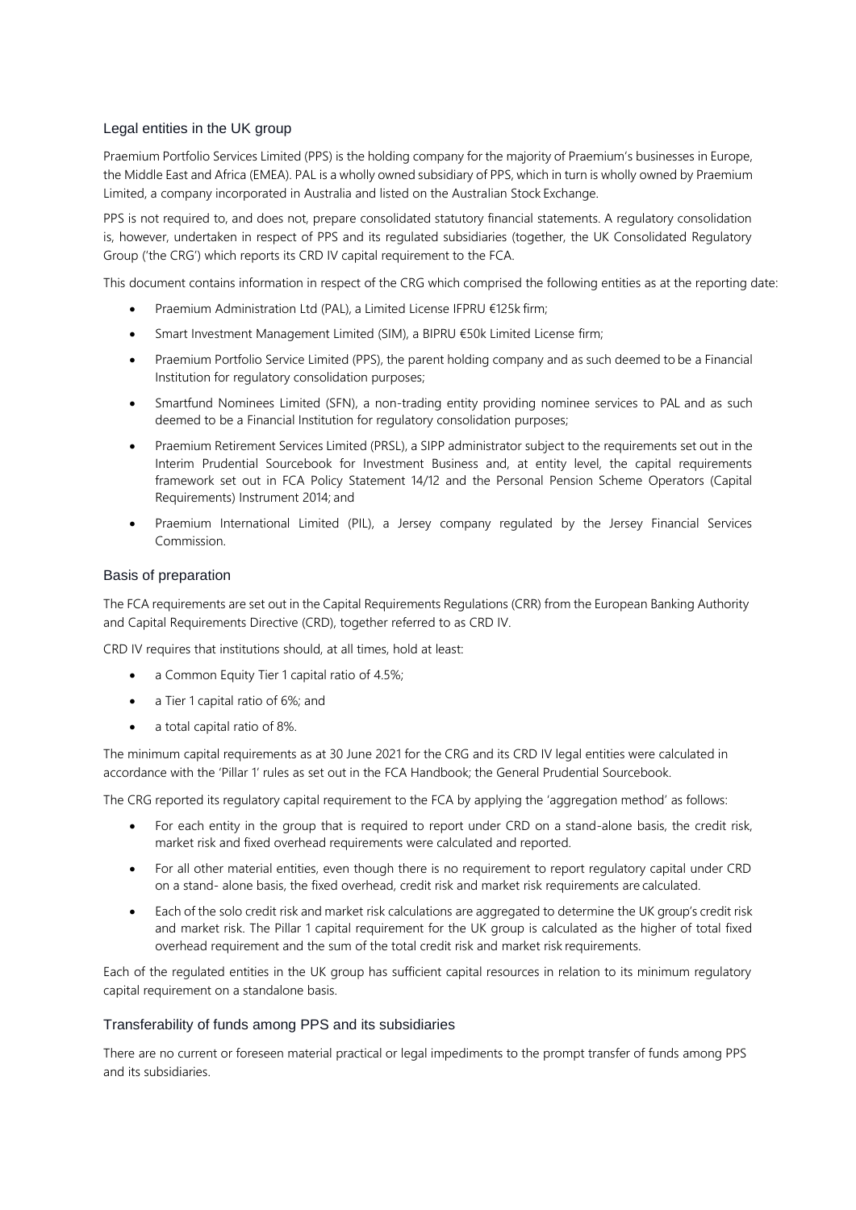## Legal entities in the UK group

Praemium Portfolio Services Limited (PPS) is the holding company for the majority of Praemium's businesses in Europe, the Middle East and Africa (EMEA). PAL is a wholly owned subsidiary of PPS, which in turn is wholly owned by Praemium Limited, a company incorporated in Australia and listed on the Australian Stock Exchange.

PPS is not required to, and does not, prepare consolidated statutory financial statements. A regulatory consolidation is, however, undertaken in respect of PPS and its regulated subsidiaries (together, the UK Consolidated Regulatory Group ('the CRG') which reports its CRD IV capital requirement to the FCA.

This document contains information in respect of the CRG which comprised the following entities as at the reporting date:

- Praemium Administration Ltd (PAL), a Limited License IFPRU €125k firm;
- Smart Investment Management Limited (SIM), a BIPRU €50k Limited License firm;
- Praemium Portfolio Service Limited (PPS), the parent holding company and as such deemed to be a Financial Institution for regulatory consolidation purposes;
- Smartfund Nominees Limited (SFN), a non-trading entity providing nominee services to PAL and as such deemed to be a Financial Institution for regulatory consolidation purposes;
- Praemium Retirement Services Limited (PRSL), a SIPP administrator subject to the requirements set out in the Interim Prudential Sourcebook for Investment Business and, at entity level, the capital requirements framework set out in FCA Policy Statement 14/12 and the Personal Pension Scheme Operators (Capital Requirements) Instrument 2014; and
- Praemium International Limited (PIL), a Jersey company regulated by the Jersey Financial Services Commission.

## Basis of preparation

The FCA requirements are set out in the Capital Requirements Regulations (CRR) from the European Banking Authority and Capital Requirements Directive (CRD), together referred to as CRD IV.

CRD IV requires that institutions should, at all times, hold at least:

- a Common Equity Tier 1 capital ratio of 4.5%;
- a Tier 1 capital ratio of 6%; and
- a total capital ratio of 8%.

The minimum capital requirements as at 30 June 2021 for the CRG and its CRD IV legal entities were calculated in accordance with the 'Pillar 1' rules as set out in the FCA Handbook; the General Prudential Sourcebook.

The CRG reported its regulatory capital requirement to the FCA by applying the 'aggregation method' as follows:

- For each entity in the group that is required to report under CRD on a stand-alone basis, the credit risk, market risk and fixed overhead requirements were calculated and reported.
- For all other material entities, even though there is no requirement to report regulatory capital under CRD on a stand- alone basis, the fixed overhead, credit risk and market risk requirements are calculated.
- Each of the solo credit risk and market risk calculations are aggregated to determine the UK group's credit risk and market risk. The Pillar 1 capital requirement for the UK group is calculated as the higher of total fixed overhead requirement and the sum of the total credit risk and market risk requirements.

Each of the regulated entities in the UK group has sufficient capital resources in relation to its minimum regulatory capital requirement on a standalone basis.

## Transferability of funds among PPS and its subsidiaries

There are no current or foreseen material practical or legal impediments to the prompt transfer of funds among PPS and its subsidiaries.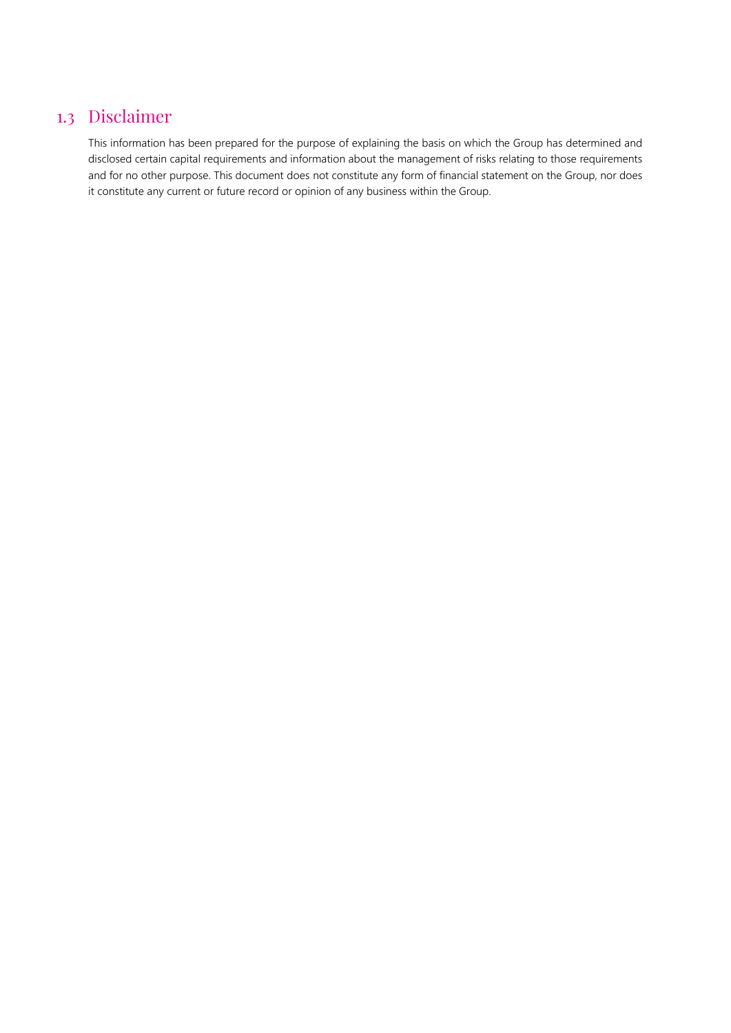## 1.3 Disclaimer

This information has been prepared for the purpose of explaining the basis on which the Group has determined and disclosed certain capital requirements and information about the management of risks relating to those requirements and for no other purpose. This document does not constitute any form of financial statement on the Group, nor does it constitute any current or future record or opinion of any business within the Group.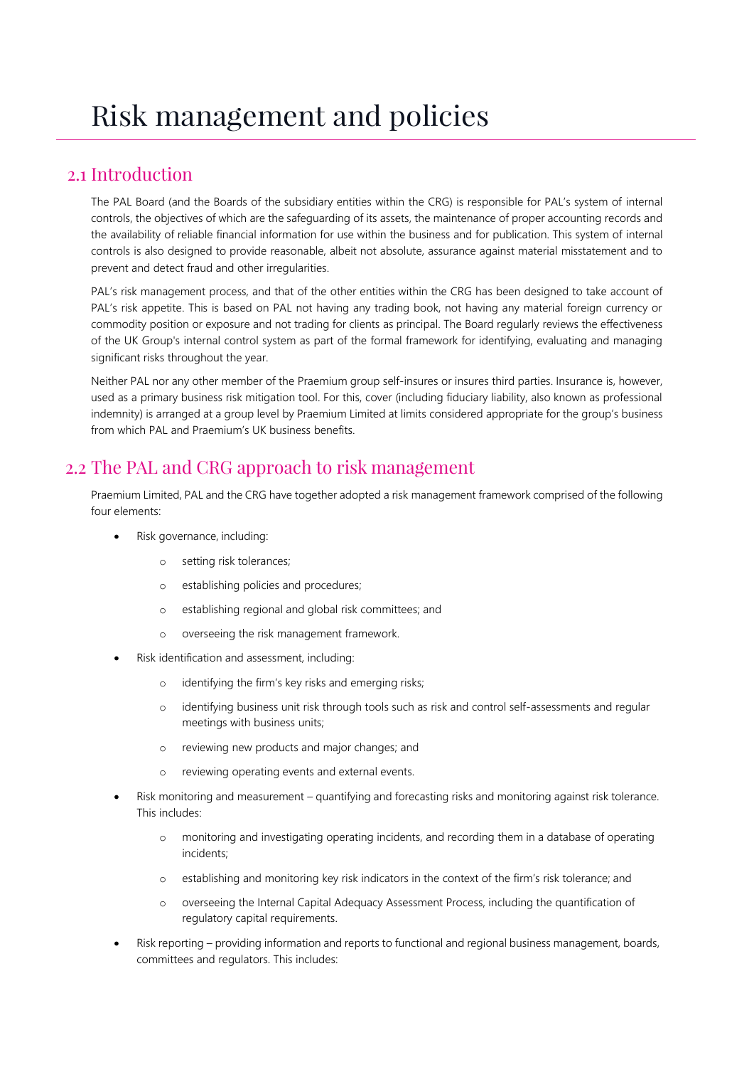# Risk management and policies

## 2.1 Introduction

The PAL Board (and the Boards of the subsidiary entities within the CRG) is responsible for PAL's system of internal controls, the objectives of which are the safeguarding of its assets, the maintenance of proper accounting records and the availability of reliable financial information for use within the business and for publication. This system of internal controls is also designed to provide reasonable, albeit not absolute, assurance against material misstatement and to prevent and detect fraud and other irregularities.

PAL's risk management process, and that of the other entities within the CRG has been designed to take account of PAL's risk appetite. This is based on PAL not having any trading book, not having any material foreign currency or commodity position or exposure and not trading for clients as principal. The Board regularly reviews the effectiveness of the UK Group's internal control system as part of the formal framework for identifying, evaluating and managing significant risks throughout the year.

Neither PAL nor any other member of the Praemium group self-insures or insures third parties. Insurance is, however, used as a primary business risk mitigation tool. For this, cover (including fiduciary liability, also known as professional indemnity) is arranged at a group level by Praemium Limited at limits considered appropriate for the group's business from which PAL and Praemium's UK business benefits.

## 2.2 The PAL and CRG approach to risk management

Praemium Limited, PAL and the CRG have together adopted a risk management framework comprised of the following four elements:

- Risk governance, including:
  - setting risk tolerances;
  - establishing policies and procedures;
  - establishing regional and global risk committees; and
  - overseeing the risk management framework.
- Risk identification and assessment, including:
  - identifying the firm's key risks and emerging risks;
  - identifying business unit risk through tools such as risk and control self-assessments and regular meetings with business units;
  - reviewing new products and major changes; and
  - reviewing operating events and external events.
- Risk monitoring and measurement – quantifying and forecasting risks and monitoring against risk tolerance. This includes:
  - monitoring and investigating operating incidents, and recording them in a database of operating incidents;
  - establishing and monitoring key risk indicators in the context of the firm's risk tolerance; and
  - overseeing the Internal Capital Adequacy Assessment Process, including the quantification of regulatory capital requirements.
- Risk reporting – providing information and reports to functional and regional business management, boards, committees and regulators. This includes: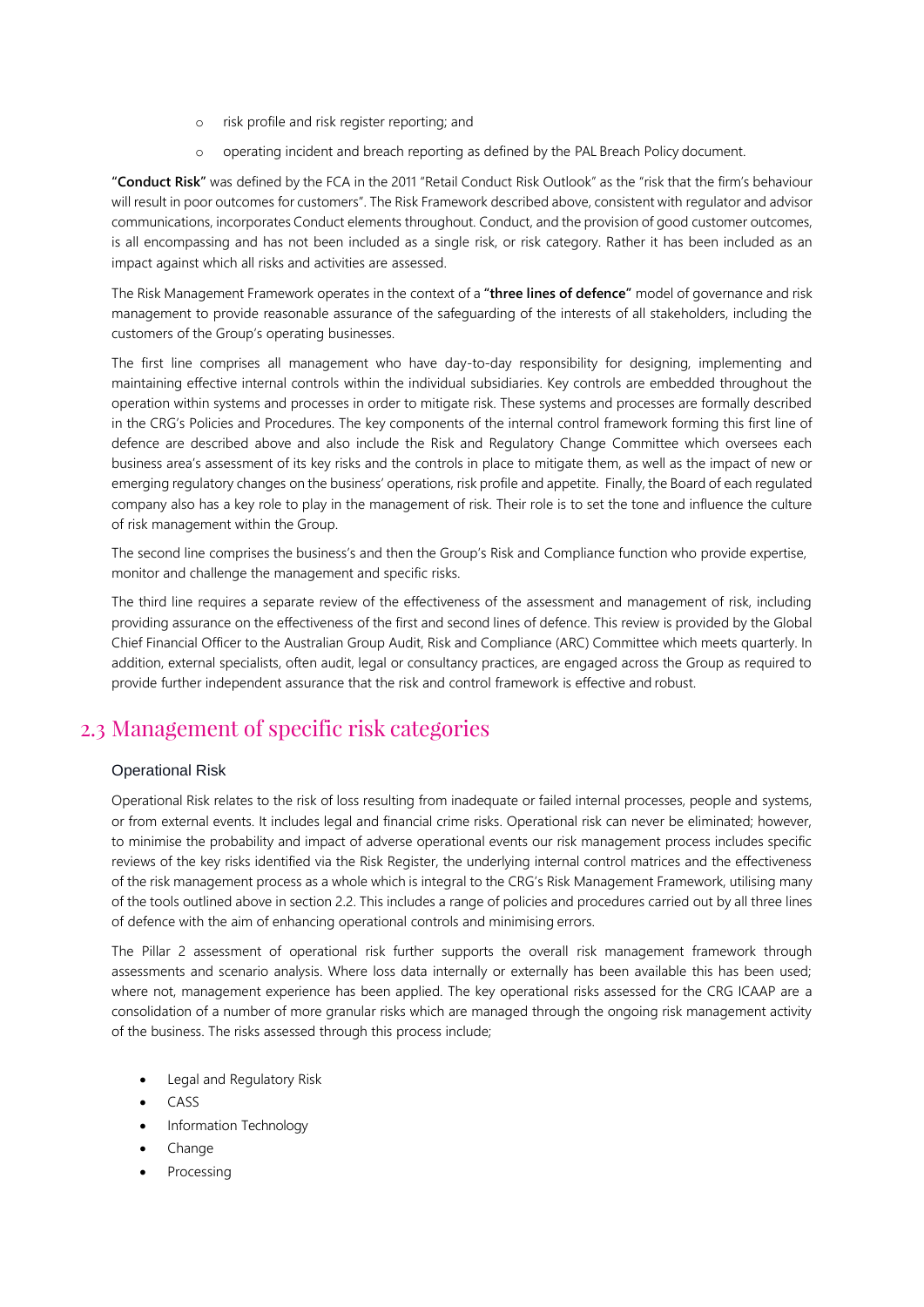- risk profile and risk register reporting; and
- operating incident and breach reporting as defined by the PAL Breach Policy document.

**"Conduct Risk"** was defined by the FCA in the 2011 "Retail Conduct Risk Outlook" as the "risk that the firm's behaviour will result in poor outcomes for customers". The Risk Framework described above, consistent with regulator and advisor communications, incorporates Conduct elements throughout. Conduct, and the provision of good customer outcomes, is all encompassing and has not been included as a single risk, or risk category. Rather it has been included as an impact against which all risks and activities are assessed.

The Risk Management Framework operates in the context of a **"three lines of defence"** model of governance and risk management to provide reasonable assurance of the safeguarding of the interests of all stakeholders, including the customers of the Group's operating businesses.

The first line comprises all management who have day-to-day responsibility for designing, implementing and maintaining effective internal controls within the individual subsidiaries. Key controls are embedded throughout the operation within systems and processes in order to mitigate risk. These systems and processes are formally described in the CRG's Policies and Procedures. The key components of the internal control framework forming this first line of defence are described above and also include the Risk and Regulatory Change Committee which oversees each business area's assessment of its key risks and the controls in place to mitigate them, as well as the impact of new or emerging regulatory changes on the business' operations, risk profile and appetite. Finally, the Board of each regulated company also has a key role to play in the management of risk. Their role is to set the tone and influence the culture of risk management within the Group.

The second line comprises the business's and then the Group's Risk and Compliance function who provide expertise, monitor and challenge the management and specific risks.

The third line requires a separate review of the effectiveness of the assessment and management of risk, including providing assurance on the effectiveness of the first and second lines of defence. This review is provided by the Global Chief Financial Officer to the Australian Group Audit, Risk and Compliance (ARC) Committee which meets quarterly. In addition, external specialists, often audit, legal or consultancy practices, are engaged across the Group as required to provide further independent assurance that the risk and control framework is effective and robust.

## 2.3 Management of specific risk categories

### Operational Risk

Operational Risk relates to the risk of loss resulting from inadequate or failed internal processes, people and systems, or from external events. It includes legal and financial crime risks. Operational risk can never be eliminated; however, to minimise the probability and impact of adverse operational events our risk management process includes specific reviews of the key risks identified via the Risk Register, the underlying internal control matrices and the effectiveness of the risk management process as a whole which is integral to the CRG's Risk Management Framework, utilising many of the tools outlined above in section 2.2. This includes a range of policies and procedures carried out by all three lines of defence with the aim of enhancing operational controls and minimising errors.

The Pillar 2 assessment of operational risk further supports the overall risk management framework through assessments and scenario analysis. Where loss data internally or externally has been available this has been used; where not, management experience has been applied. The key operational risks assessed for the CRG ICAAP are a consolidation of a number of more granular risks which are managed through the ongoing risk management activity of the business. The risks assessed through this process include;

- Legal and Regulatory Risk
- CASS
- Information Technology
- Change
- Processing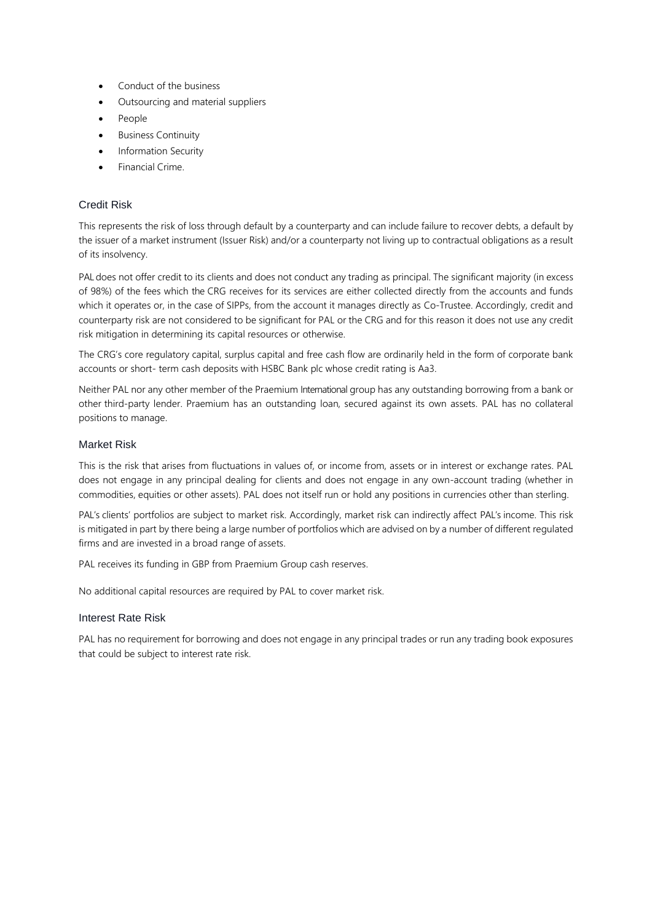- Conduct of the business
- Outsourcing and material suppliers
- People
- Business Continuity
- Information Security
- Financial Crime.

## Credit Risk

This represents the risk of loss through default by a counterparty and can include failure to recover debts, a default by the issuer of a market instrument (Issuer Risk) and/or a counterparty not living up to contractual obligations as a result of its insolvency.

PAL does not offer credit to its clients and does not conduct any trading as principal. The significant majority (in excess of 98%) of the fees which the CRG receives for its services are either collected directly from the accounts and funds which it operates or, in the case of SIPPs, from the account it manages directly as Co-Trustee. Accordingly, credit and counterparty risk are not considered to be significant for PAL or the CRG and for this reason it does not use any credit risk mitigation in determining its capital resources or otherwise.

The CRG's core regulatory capital, surplus capital and free cash flow are ordinarily held in the form of corporate bank accounts or short- term cash deposits with HSBC Bank plc whose credit rating is Aa3.

Neither PAL nor any other member of the Praemium International group has any outstanding borrowing from a bank or other third-party lender. Praemium has an outstanding loan, secured against its own assets. PAL has no collateral positions to manage.

## Market Risk

This is the risk that arises from fluctuations in values of, or income from, assets or in interest or exchange rates. PAL does not engage in any principal dealing for clients and does not engage in any own-account trading (whether in commodities, equities or other assets). PAL does not itself run or hold any positions in currencies other than sterling.

PAL's clients' portfolios are subject to market risk. Accordingly, market risk can indirectly affect PAL's income. This risk is mitigated in part by there being a large number of portfolios which are advised on by a number of different regulated firms and are invested in a broad range of assets.

PAL receives its funding in GBP from Praemium Group cash reserves.

No additional capital resources are required by PAL to cover market risk.

## Interest Rate Risk

PAL has no requirement for borrowing and does not engage in any principal trades or run any trading book exposures that could be subject to interest rate risk.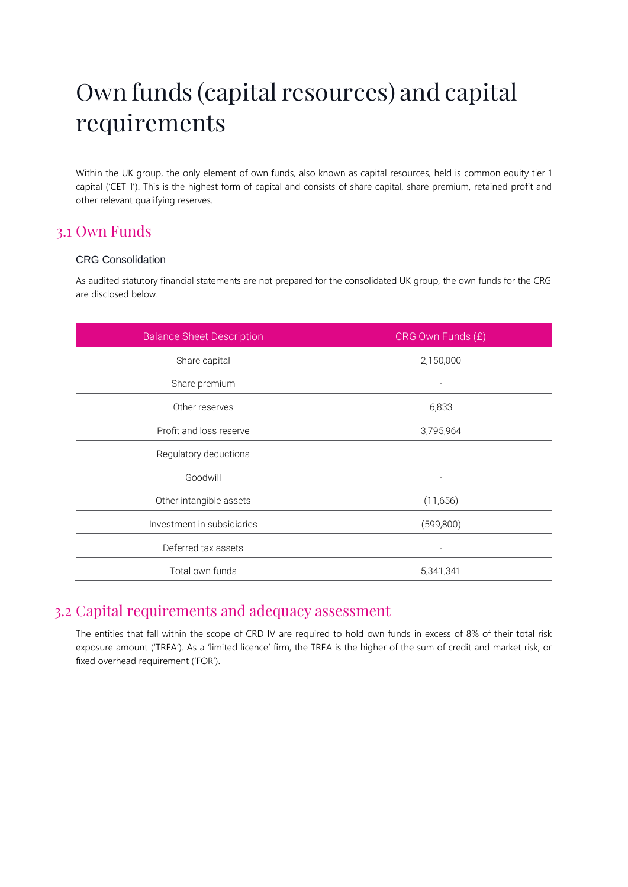# Own funds (capital resources) and capital requirements

Within the UK group, the only element of own funds, also known as capital resources, held is common equity tier 1 capital ('CET 1'). This is the highest form of capital and consists of share capital, share premium, retained profit and other relevant qualifying reserves.

## 3.1 Own Funds

### CRG Consolidation

As audited statutory financial statements are not prepared for the consolidated UK group, the own funds for the CRG are disclosed below.

| Balance Sheet Description | CRG Own Funds (£) |
|---|---|
| Share capital | 2,150,000 |
| Share premium | - |
| Other reserves | 6,833 |
| Profit and loss reserve | 3,795,964 |
| Regulatory deductions | |
| Goodwill | - |
| Other intangible assets | (11,656) |
| Investment in subsidiaries | (599,800) |
| Deferred tax assets | - |
| Total own funds | 5,341,341 |

## 3.2 Capital requirements and adequacy assessment

The entities that fall within the scope of CRD IV are required to hold own funds in excess of 8% of their total risk exposure amount ('TREA'). As a 'limited licence' firm, the TREA is the higher of the sum of credit and market risk, or fixed overhead requirement ('FOR').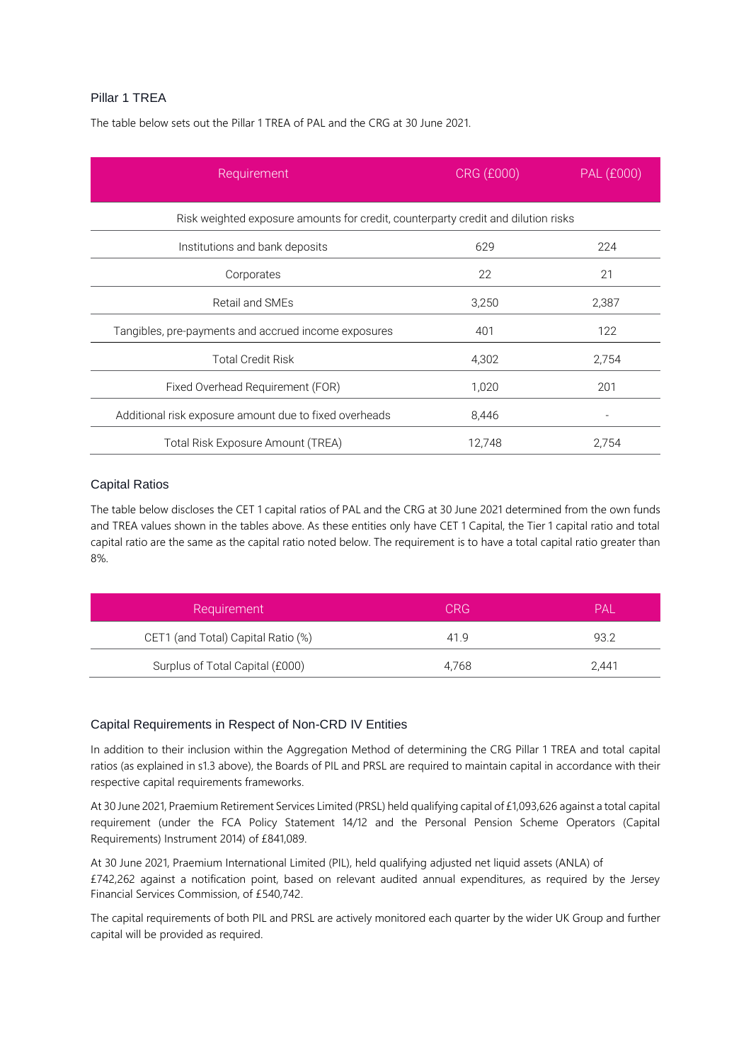### Pillar 1 TREA

The table below sets out the Pillar 1 TREA of PAL and the CRG at 30 June 2021.

| Requirement | CRG (£000) | PAL (£000) |
|---|---|---|
| Risk weighted exposure amounts for credit, counterparty credit and dilution risks | | |
| Institutions and bank deposits | 629 | 224 |
| Corporates | 22 | 21 |
| Retail and SMEs | 3,250 | 2,387 |
| Tangibles, pre-payments and accrued income exposures | 401 | 122 |
| Total Credit Risk | 4,302 | 2,754 |
| Fixed Overhead Requirement (FOR) | 1,020 | 201 |
| Additional risk exposure amount due to fixed overheads | 8,446 | - |
| Total Risk Exposure Amount (TREA) | 12,748 | 2,754 |

### Capital Ratios

The table below discloses the CET 1 capital ratios of PAL and the CRG at 30 June 2021 determined from the own funds and TREA values shown in the tables above. As these entities only have CET 1 Capital, the Tier 1 capital ratio and total capital ratio are the same as the capital ratio noted below. The requirement is to have a total capital ratio greater than 8%.

| Requirement | CRG | PAL |
|---|---|---|
| CET1 (and Total) Capital Ratio (%) | 41.9 | 93.2 |
| Surplus of Total Capital (£000) | 4,768 | 2,441 |

### Capital Requirements in Respect of Non-CRD IV Entities

In addition to their inclusion within the Aggregation Method of determining the CRG Pillar 1 TREA and total capital ratios (as explained in s1.3 above), the Boards of PIL and PRSL are required to maintain capital in accordance with their respective capital requirements frameworks.

At 30 June 2021, Praemium Retirement Services Limited (PRSL) held qualifying capital of £1,093,626 against a total capital requirement (under the FCA Policy Statement 14/12 and the Personal Pension Scheme Operators (Capital Requirements) Instrument 2014) of £841,089.

At 30 June 2021, Praemium International Limited (PIL), held qualifying adjusted net liquid assets (ANLA) of £742,262 against a notification point, based on relevant audited annual expenditures, as required by the Jersey Financial Services Commission, of £540,742.

The capital requirements of both PIL and PRSL are actively monitored each quarter by the wider UK Group and further capital will be provided as required.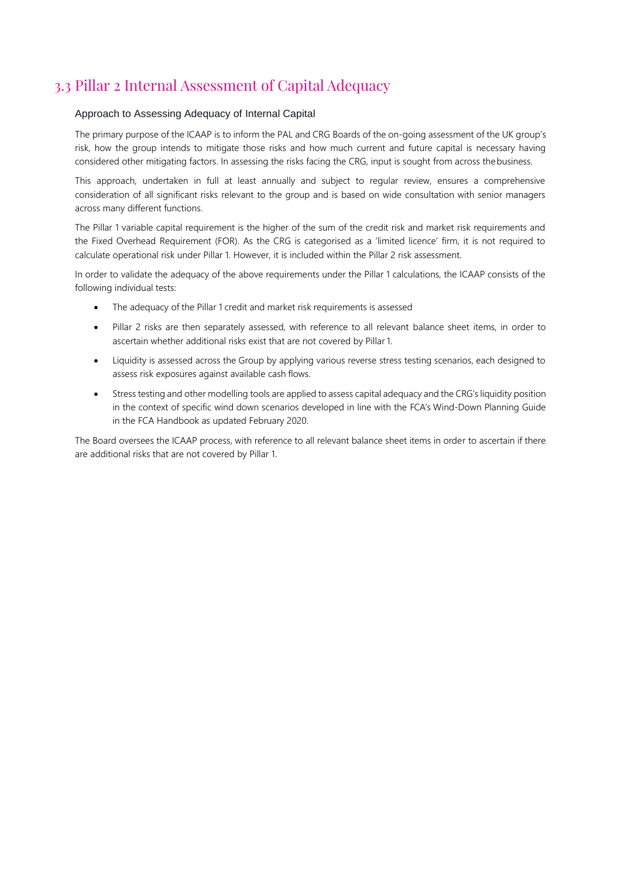## 3.3 Pillar 2 Internal Assessment of Capital Adequacy

### Approach to Assessing Adequacy of Internal Capital

The primary purpose of the ICAAP is to inform the PAL and CRG Boards of the on-going assessment of the UK group's risk, how the group intends to mitigate those risks and how much current and future capital is necessary having considered other mitigating factors. In assessing the risks facing the CRG, input is sought from across the business.

This approach, undertaken in full at least annually and subject to regular review, ensures a comprehensive consideration of all significant risks relevant to the group and is based on wide consultation with senior managers across many different functions.

The Pillar 1 variable capital requirement is the higher of the sum of the credit risk and market risk requirements and the Fixed Overhead Requirement (FOR). As the CRG is categorised as a 'limited licence' firm, it is not required to calculate operational risk under Pillar 1. However, it is included within the Pillar 2 risk assessment.

In order to validate the adequacy of the above requirements under the Pillar 1 calculations, the ICAAP consists of the following individual tests:

- The adequacy of the Pillar 1 credit and market risk requirements is assessed
- Pillar 2 risks are then separately assessed, with reference to all relevant balance sheet items, in order to ascertain whether additional risks exist that are not covered by Pillar 1.
- Liquidity is assessed across the Group by applying various reverse stress testing scenarios, each designed to assess risk exposures against available cash flows.
- Stress testing and other modelling tools are applied to assess capital adequacy and the CRG's liquidity position in the context of specific wind down scenarios developed in line with the FCA's Wind-Down Planning Guide in the FCA Handbook as updated February 2020.

The Board oversees the ICAAP process, with reference to all relevant balance sheet items in order to ascertain if there are additional risks that are not covered by Pillar 1.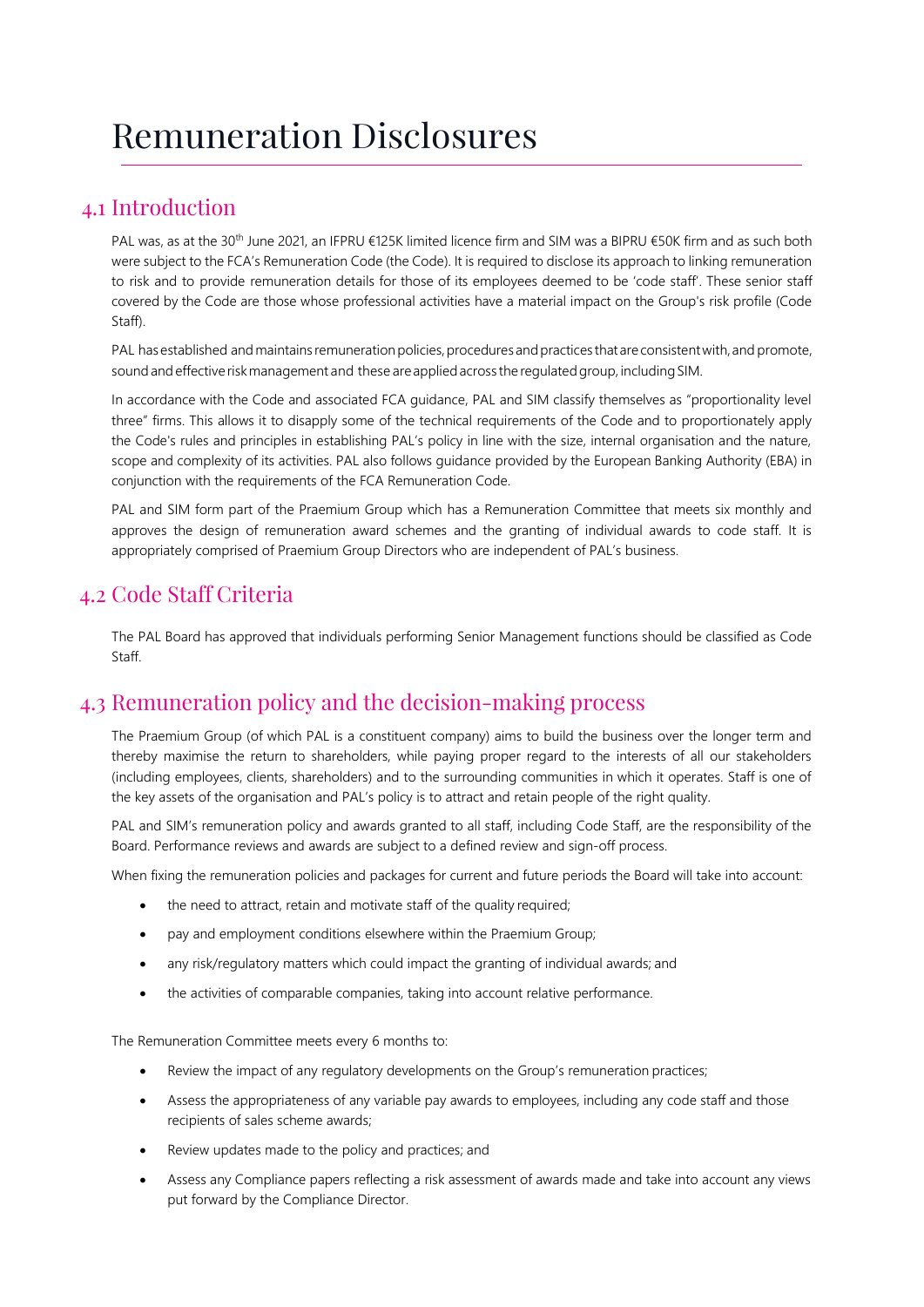# Remuneration Disclosures

## 4.1 Introduction

PAL was, as at the 30th June 2021, an IFPRU €125K limited licence firm and SIM was a BIPRU €50K firm and as such both were subject to the FCA's Remuneration Code (the Code). It is required to disclose its approach to linking remuneration to risk and to provide remuneration details for those of its employees deemed to be 'code staff'. These senior staff covered by the Code are those whose professional activities have a material impact on the Group's risk profile (Code Staff).

PAL has established and maintains remuneration policies, procedures and practices that are consistent with, and promote, sound and effective risk management and these are applied across the regulated group, including SIM.

In accordance with the Code and associated FCA guidance, PAL and SIM classify themselves as "proportionality level three" firms. This allows it to disapply some of the technical requirements of the Code and to proportionately apply the Code's rules and principles in establishing PAL's policy in line with the size, internal organisation and the nature, scope and complexity of its activities. PAL also follows guidance provided by the European Banking Authority (EBA) in conjunction with the requirements of the FCA Remuneration Code.

PAL and SIM form part of the Praemium Group which has a Remuneration Committee that meets six monthly and approves the design of remuneration award schemes and the granting of individual awards to code staff. It is appropriately comprised of Praemium Group Directors who are independent of PAL's business.

## 4.2 Code Staff Criteria

The PAL Board has approved that individuals performing Senior Management functions should be classified as Code Staff.

## 4.3 Remuneration policy and the decision-making process

The Praemium Group (of which PAL is a constituent company) aims to build the business over the longer term and thereby maximise the return to shareholders, while paying proper regard to the interests of all our stakeholders (including employees, clients, shareholders) and to the surrounding communities in which it operates. Staff is one of the key assets of the organisation and PAL's policy is to attract and retain people of the right quality.

PAL and SIM's remuneration policy and awards granted to all staff, including Code Staff, are the responsibility of the Board. Performance reviews and awards are subject to a defined review and sign-off process.

When fixing the remuneration policies and packages for current and future periods the Board will take into account:

- the need to attract, retain and motivate staff of the quality required;
- pay and employment conditions elsewhere within the Praemium Group;
- any risk/regulatory matters which could impact the granting of individual awards; and
- the activities of comparable companies, taking into account relative performance.

The Remuneration Committee meets every 6 months to:

- Review the impact of any regulatory developments on the Group's remuneration practices;
- Assess the appropriateness of any variable pay awards to employees, including any code staff and those recipients of sales scheme awards;
- Review updates made to the policy and practices; and
- Assess any Compliance papers reflecting a risk assessment of awards made and take into account any views put forward by the Compliance Director.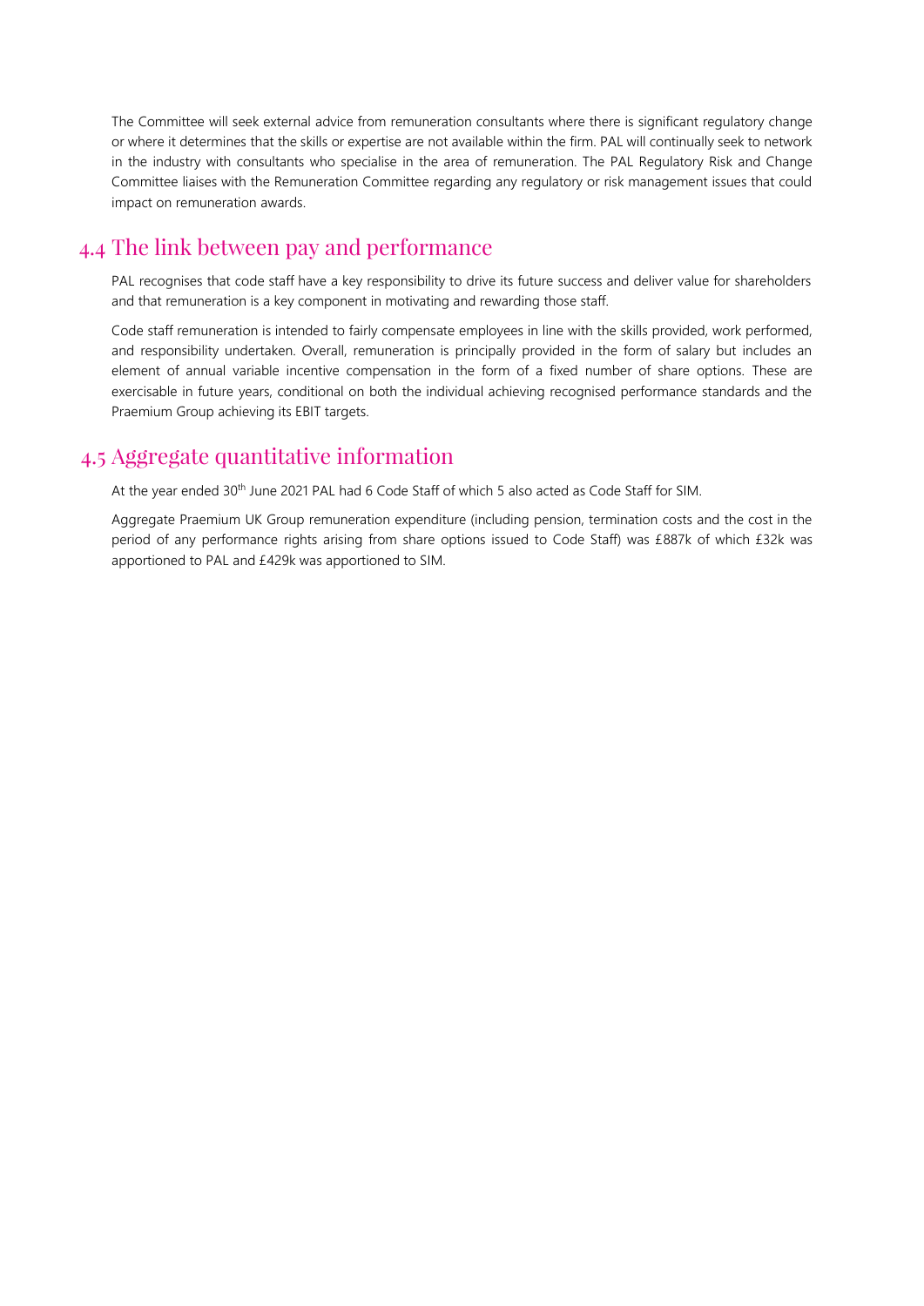The Committee will seek external advice from remuneration consultants where there is significant regulatory change or where it determines that the skills or expertise are not available within the firm. PAL will continually seek to network in the industry with consultants who specialise in the area of remuneration. The PAL Regulatory Risk and Change Committee liaises with the Remuneration Committee regarding any regulatory or risk management issues that could impact on remuneration awards.

## 4.4 The link between pay and performance

PAL recognises that code staff have a key responsibility to drive its future success and deliver value for shareholders and that remuneration is a key component in motivating and rewarding those staff.

Code staff remuneration is intended to fairly compensate employees in line with the skills provided, work performed, and responsibility undertaken. Overall, remuneration is principally provided in the form of salary but includes an element of annual variable incentive compensation in the form of a fixed number of share options. These are exercisable in future years, conditional on both the individual achieving recognised performance standards and the Praemium Group achieving its EBIT targets.

## 4.5 Aggregate quantitative information

At the year ended 30th June 2021 PAL had 6 Code Staff of which 5 also acted as Code Staff for SIM.

Aggregate Praemium UK Group remuneration expenditure (including pension, termination costs and the cost in the period of any performance rights arising from share options issued to Code Staff) was £887k of which £32k was apportioned to PAL and £429k was apportioned to SIM.